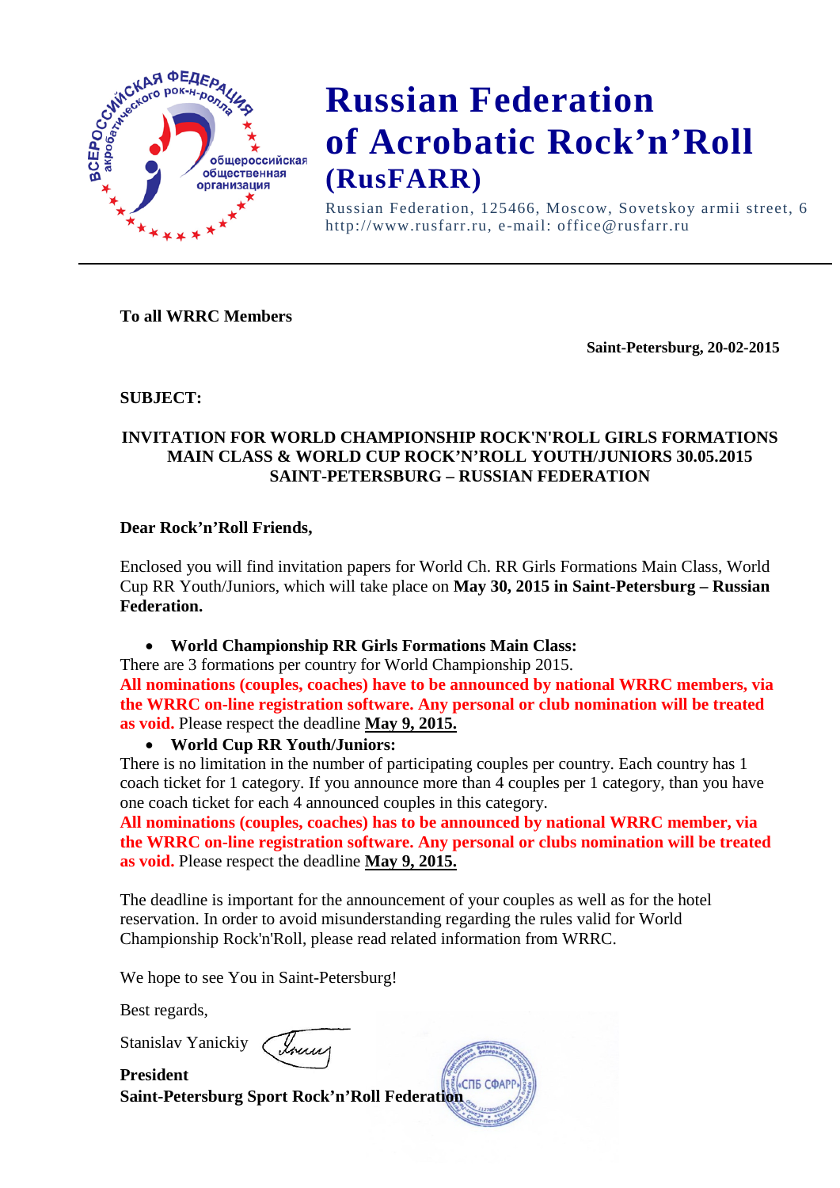# Russian Federation of Acrobatic Rock'n'Roll (RusFARR)

Russian Federation, 125466, Moscow, Sovetskoy armii street, 6
http://www.rusfarr.ru, e-mail: office@rusfarr.ru

---

**To all WRRC Members**

**Saint-Petersburg, 20-02-2015**

**SUBJECT:**

**INVITATION FOR WORLD CHAMPIONSHIP ROCK'N'ROLL GIRLS FORMATIONS MAIN CLASS & WORLD CUP ROCK'N'ROLL YOUTH/JUNIORS 30.05.2015 SAINT-PETERSBURG – RUSSIAN FEDERATION**

**Dear Rock'n'Roll Friends,**

Enclosed you will find invitation papers for World Ch. RR Girls Formations Main Class, World Cup RR Youth/Juniors, which will take place on **May 30, 2015 in Saint-Petersburg – Russian Federation.**

- **World Championship RR Girls Formations Main Class:**

There are 3 formations per country for World Championship 2015.
**All nominations (couples, coaches) have to be announced by national WRRC members, via the WRRC on-line registration software. Any personal or club nomination will be treated as void.** Please respect the deadline **May 9, 2015.**

- **World Cup RR Youth/Juniors:**

There is no limitation in the number of participating couples per country. Each country has 1 coach ticket for 1 category. If you announce more than 4 couples per 1 category, than you have one coach ticket for each 4 announced couples in this category.
**All nominations (couples, coaches) has to be announced by national WRRC member, via the WRRC on-line registration software. Any personal or clubs nomination will be treated as void.** Please respect the deadline **May 9, 2015.**

The deadline is important for the announcement of your couples as well as for the hotel reservation. In order to avoid misunderstanding regarding the rules valid for World Championship Rock'n'Roll, please read related information from WRRC.

We hope to see You in Saint-Petersburg!

Best regards,

Stanislav Yanickiy

**President**
**Saint-Petersburg Sport Rock'n'Roll Federation**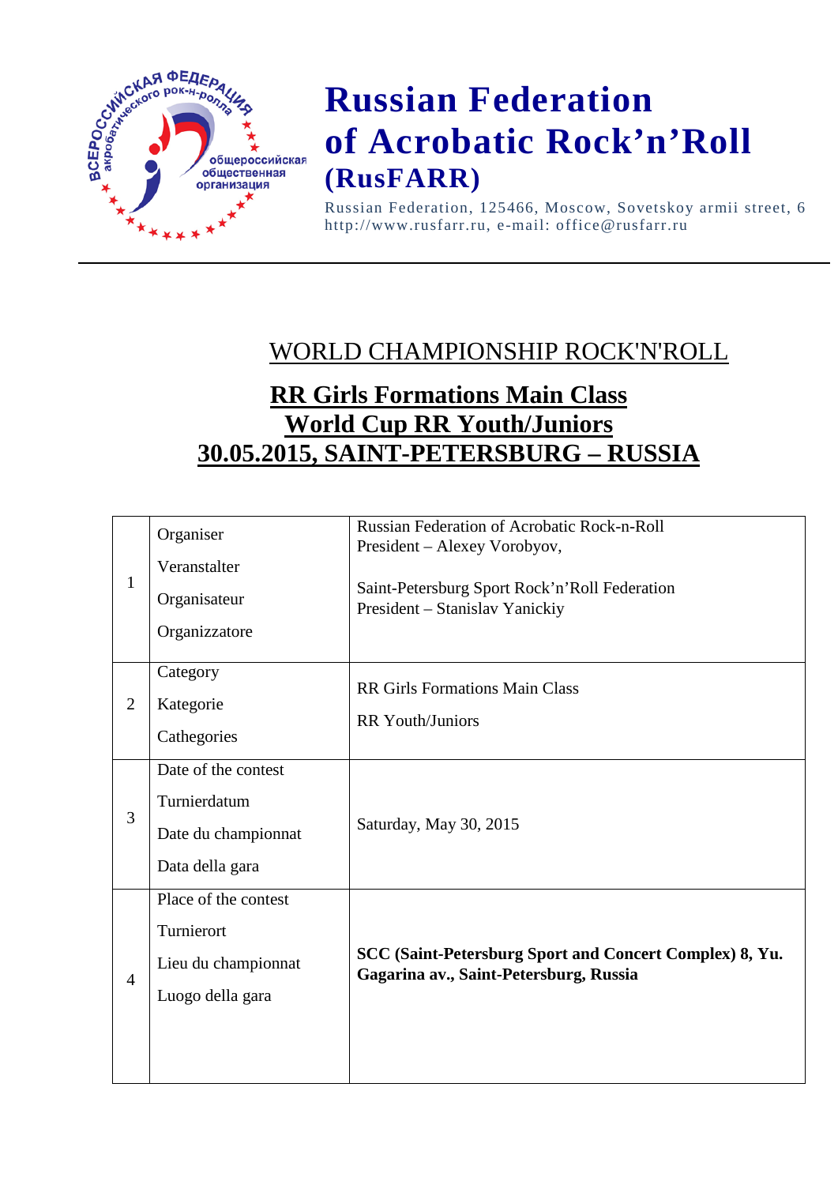# Russian Federation of Acrobatic Rock'n'Roll (RusFARR)

Russian Federation, 125466, Moscow, Sovetskoy armii street, 6
http://www.rusfarr.ru, e-mail: office@rusfarr.ru

---

## WORLD CHAMPIONSHIP ROCK'N'ROLL

## RR Girls Formations Main Class
## World Cup RR Youth/Juniors
## 30.05.2015, SAINT-PETERSBURG – RUSSIA

| | | |
|---|---|---|
| 1 | Organiser<br>Veranstalter<br>Organisateur<br>Organizzatore | Russian Federation of Acrobatic Rock-n-Roll<br>President – Alexey Vorobyov,<br><br>Saint-Petersburg Sport Rock'n'Roll Federation<br>President – Stanislav Yanickiy |
| 2 | Category<br>Kategorie<br>Cathegories | RR Girls Formations Main Class<br>RR Youth/Juniors |
| 3 | Date of the contest<br>Turnierdatum<br>Date du championnat<br>Data della gara | Saturday, May 30, 2015 |
| 4 | Place of the contest<br>Turnierort<br>Lieu du championnat<br>Luogo della gara | **SCC (Saint-Petersburg Sport and Concert Complex) 8, Yu. Gagarina av., Saint-Petersburg, Russia** |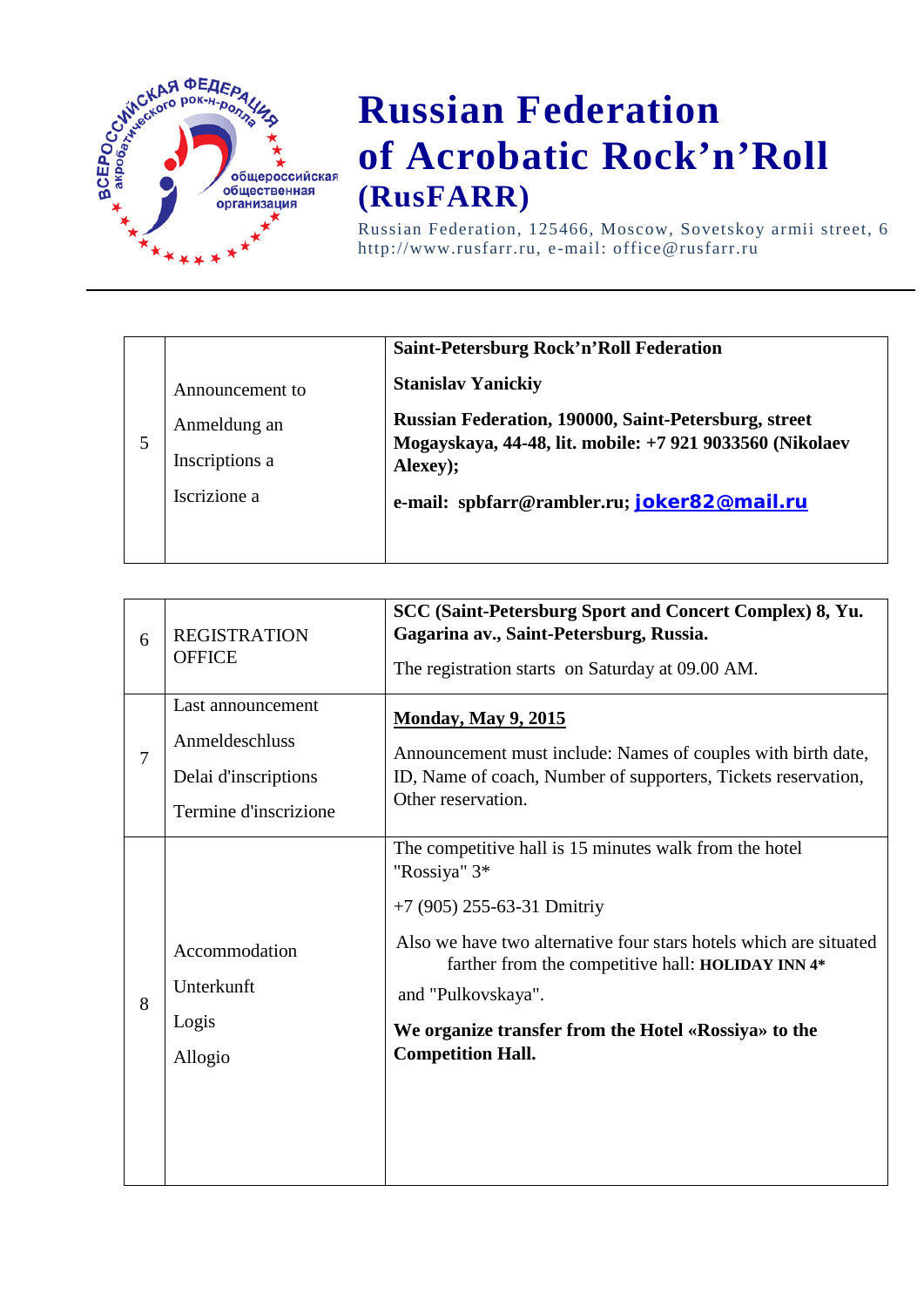# Russian Federation of Acrobatic Rock'n'Roll (RusFARR)

Russian Federation, 125466, Moscow, Sovetskoy armii street, 6
http://www.rusfarr.ru, e-mail: office@rusfarr.ru

| | | |
|---|---|---|
| 5 | Announcement to<br>Anmeldung an<br>Inscriptions a<br>Iscrizione a | **Saint-Petersburg Rock'n'Roll Federation**<br>**Stanislav Yanickiy**<br>**Russian Federation, 190000, Saint-Petersburg, street Mogayskaya, 44-48, lit. mobile: +7 921 9033560 (Nikolaev Alexey);**<br>**e-mail: spbfarr@rambler.ru; joker82@mail.ru** |

| | | |
|---|---|---|
| 6 | REGISTRATION OFFICE | **SCC (Saint-Petersburg Sport and Concert Complex) 8, Yu. Gagarina av., Saint-Petersburg, Russia.**<br>The registration starts on Saturday at 09.00 AM. |
| 7 | Last announcement<br>Anmeldeschluss<br>Delai d'inscriptions<br>Termine d'inscrizione | **Monday, May 9, 2015**<br>Announcement must include: Names of couples with birth date, ID, Name of coach, Number of supporters, Tickets reservation, Other reservation. |
| 8 | Accommodation<br>Unterkunft<br>Logis<br>Allogio | The competitive hall is 15 minutes walk from the hotel "Rossiya" 3*<br>+7 (905) 255-63-31 Dmitriy<br>Also we have two alternative four stars hotels which are situated farther from the competitive hall: **HOLIDAY INN 4*** and "Pulkovskaya".<br>**We organize transfer from the Hotel «Rossiya» to the Competition Hall.** |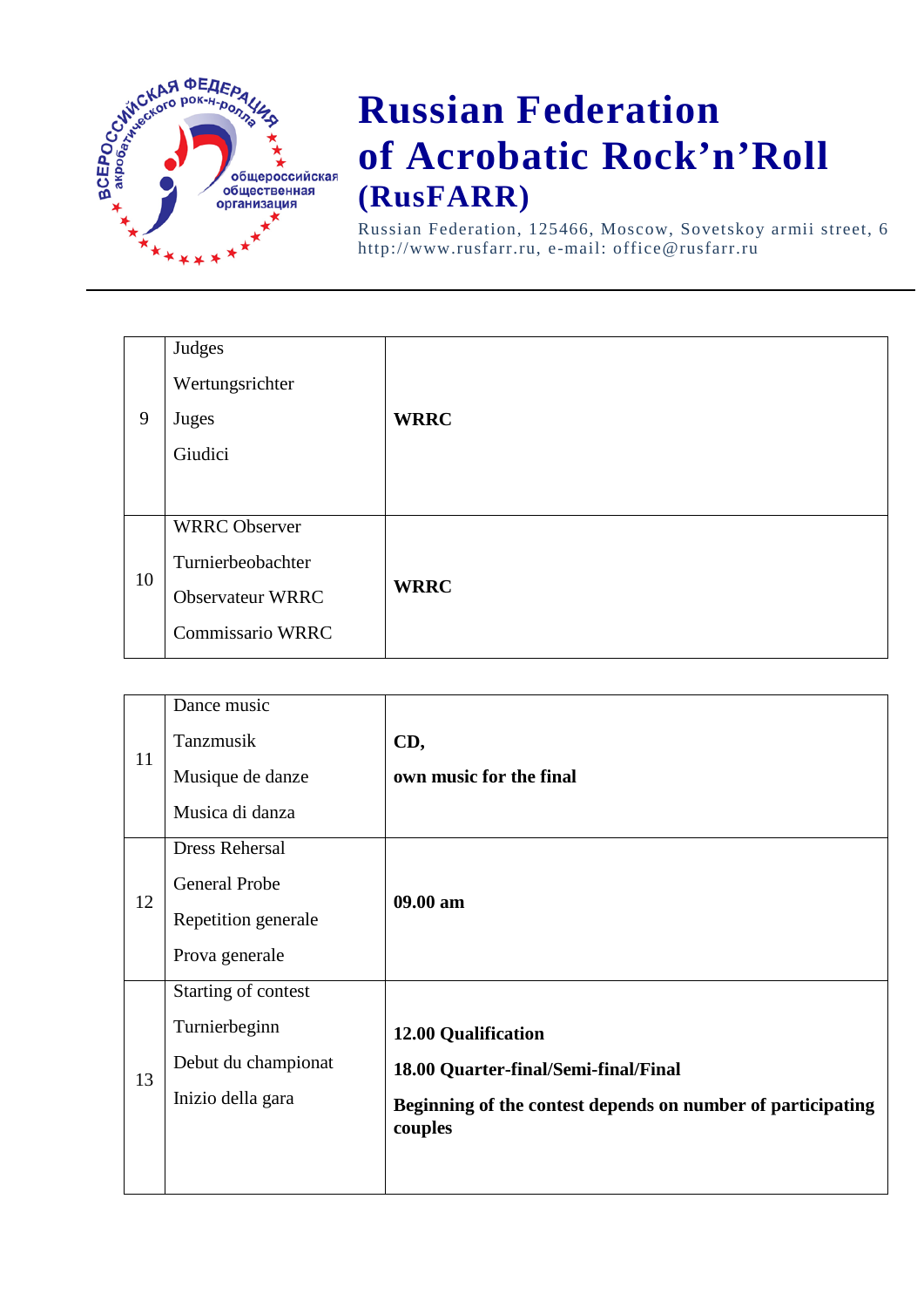# Russian Federation of Acrobatic Rock'n'Roll (RusFARR)

Russian Federation, 125466, Moscow, Sovetskoy armii street, 6
http://www.rusfarr.ru, e-mail: office@rusfarr.ru

---

| | | |
|---|---|---|
| 9 | Judges<br>Wertungsrichter<br>Juges<br>Giudici | **WRRC** |
| 10 | WRRC Observer<br>Turnierbeobachter<br>Observateur WRRC<br>Commissario WRRC | **WRRC** |

| | | |
|---|---|---|
| 11 | Dance music<br>Tanzmusik<br>Musique de danze<br>Musica di danza | **CD,**<br>**own music for the final** |
| 12 | Dress Rehersal<br>General Probe<br>Repetition generale<br>Prova generale | **09.00 am** |
| 13 | Starting of contest<br>Turnierbeginn<br>Debut du championat<br>Inizio della gara | **12.00 Qualification**<br>**18.00 Quarter-final/Semi-final/Final**<br>**Beginning of the contest depends on number of participating couples** |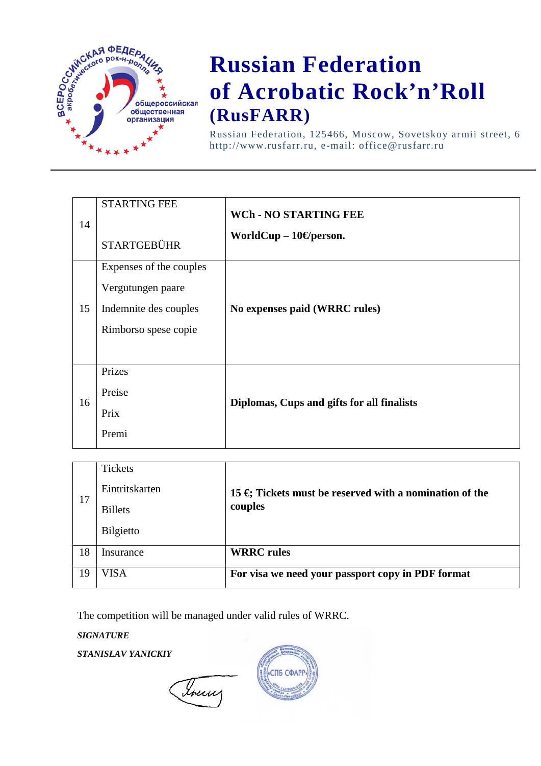# Russian Federation of Acrobatic Rock'n'Roll (RusFARR)

Russian Federation, 125466, Moscow, Sovetskoy armii street, 6
http://www.rusfarr.ru, e-mail: office@rusfarr.ru

| | | |
|---|---|---|
| 14 | STARTING FEE<br><br>STARTGEBÜHR | **WCh - NO STARTING FEE**<br><br>**WorldCup – 10€/person.** |
| 15 | Expenses of the couples<br>Vergutungen paare<br>Indemnite des couples<br>Rimborso spese copie | **No expenses paid (WRRC rules)** |
| 16 | Prizes<br>Preise<br>Prix<br>Premi | **Diplomas, Cups and gifts for all finalists** |
| 17 | Tickets<br>Eintritskarten<br>Billets<br>Bilgietto | **15 €; Tickets must be reserved with a nomination of the couples** |
| 18 | Insurance | **WRRC rules** |
| 19 | VISA | **For visa we need your passport copy in PDF format** |

The competition will be managed under valid rules of WRRC.

***SIGNATURE***

***STANISLAV YANICKIY***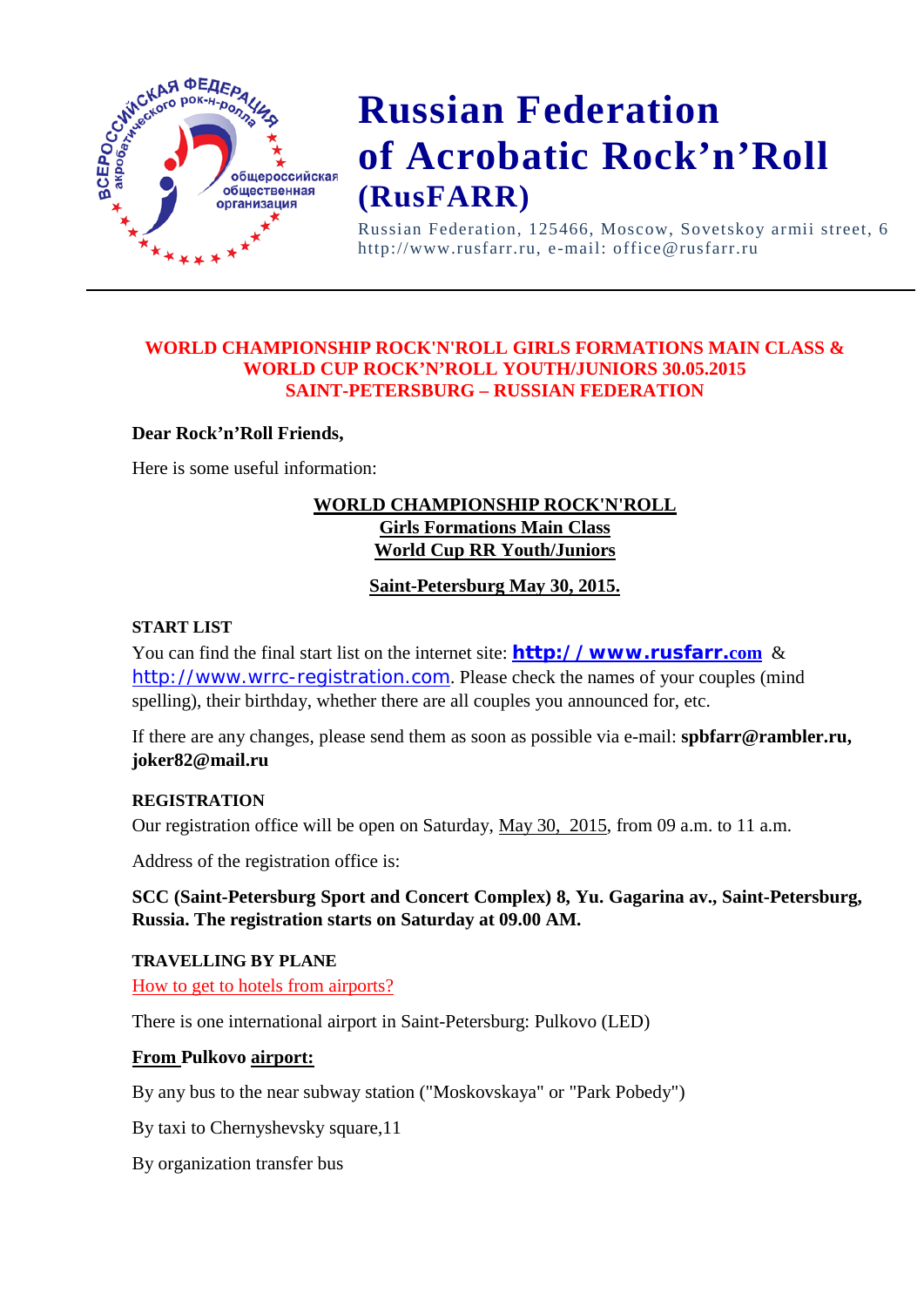# Russian Federation of Acrobatic Rock'n'Roll (RusFARR)

Russian Federation, 125466, Moscow, Sovetskoy armii street, 6
http://www.rusfarr.ru, e-mail: office@rusfarr.ru

---

**WORLD CHAMPIONSHIP ROCK'N'ROLL GIRLS FORMATIONS MAIN CLASS &**
**WORLD CUP ROCK'N'ROLL YOUTH/JUNIORS 30.05.2015**
**SAINT-PETERSBURG – RUSSIAN FEDERATION**

**Dear Rock'n'Roll Friends,**

Here is some useful information:

**WORLD CHAMPIONSHIP ROCK'N'ROLL**
**Girls Formations Main Class**
**World Cup RR Youth/Juniors**

**Saint-Petersburg May 30, 2015.**

**START LIST**

You can find the final start list on the internet site: **http://www.rusfarr.com** & http://www.wrrc-registration.com. Please check the names of your couples (mind spelling), their birthday, whether there are all couples you announced for, etc.

If there are any changes, please send them as soon as possible via e-mail: **spbfarr@rambler.ru, joker82@mail.ru**

**REGISTRATION**

Our registration office will be open on Saturday, May 30, 2015, from 09 a.m. to 11 a.m.

Address of the registration office is:

**SCC (Saint-Petersburg Sport and Concert Complex) 8, Yu. Gagarina av., Saint-Petersburg, Russia. The registration starts on Saturday at 09.00 AM.**

**TRAVELLING BY PLANE**

How to get to hotels from airports?

There is one international airport in Saint-Petersburg: Pulkovo (LED)

**From Pulkovo airport:**

By any bus to the near subway station ("Moskovskaya" or "Park Pobedy")

By taxi to Chernyshevsky square,11

By organization transfer bus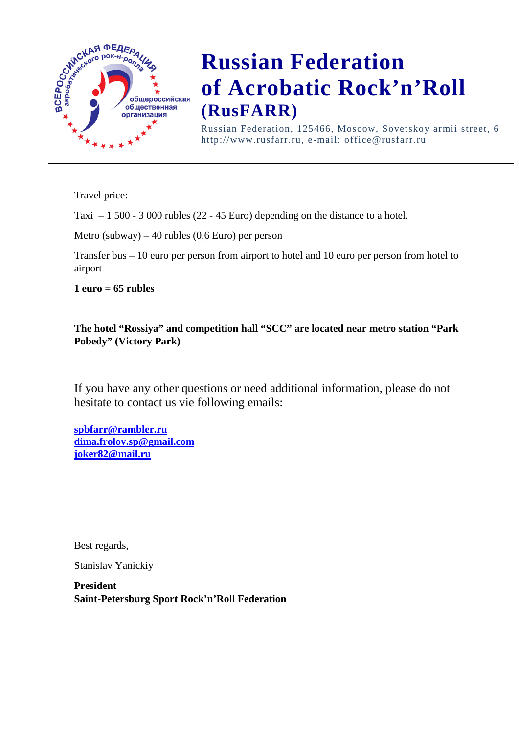# Russian Federation of Acrobatic Rock'n'Roll (RusFARR)

Russian Federation, 125466, Moscow, Sovetskoy armii street, 6
http://www.rusfarr.ru, e-mail: office@rusfarr.ru

---

Travel price:

Taxi – 1 500 - 3 000 rubles (22 - 45 Euro) depending on the distance to a hotel.

Metro (subway) – 40 rubles (0,6 Euro) per person

Transfer bus – 10 euro per person from airport to hotel and 10 euro per person from hotel to airport

**1 euro = 65 rubles**

**The hotel "Rossiya" and competition hall "SCC" are located near metro station "Park Pobedy" (Victory Park)**

If you have any other questions or need additional information, please do not hesitate to contact us vie following emails:

**spbfarr@rambler.ru**
**dima.frolov.sp@gmail.com**
**joker82@mail.ru**

Best regards,

Stanislav Yanickiy

**President**
**Saint-Petersburg Sport Rock'n'Roll Federation**